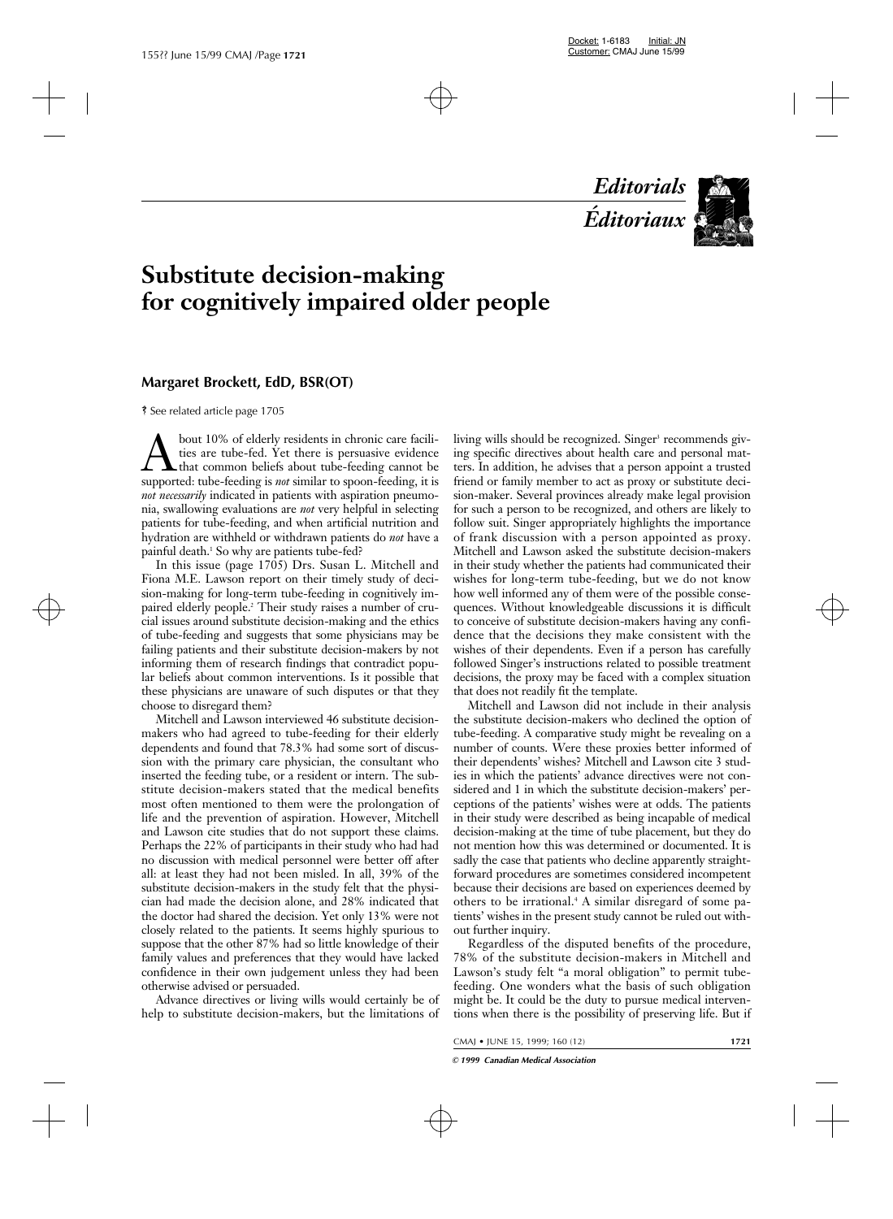*Editorials*
*Éditoriaux*

# Substitute decision-making for cognitively impaired older people

## Margaret Brockett, EdD, BSR(OT)

See related article page 1705

About 10% of elderly residents in chronic care facilities are tube-fed. Yet there is persuasive evidence that common beliefs about tube-feeding cannot be supported: tube-feeding is *not* similar to spoon-feeding, it is *not necessarily* indicated in patients with aspiration pneumonia, swallowing evaluations are *not* very helpful in selecting patients for tube-feeding, and when artificial nutrition and hydration are withheld or withdrawn patients do *not* have a painful death.[1] So why are patients tube-fed?

In this issue (page 1705) Drs. Susan L. Mitchell and Fiona M.E. Lawson report on their timely study of decision-making for long-term tube-feeding in cognitively impaired elderly people.[2] Their study raises a number of crucial issues around substitute decision-making and the ethics of tube-feeding and suggests that some physicians may be failing patients and their substitute decision-makers by not informing them of research findings that contradict popular beliefs about common interventions. Is it possible that these physicians are unaware of such disputes or that they choose to disregard them?

Mitchell and Lawson interviewed 46 substitute decision-makers who had agreed to tube-feeding for their elderly dependents and found that 78.3% had some sort of discussion with the primary care physician, the consultant who inserted the feeding tube, or a resident or intern. The substitute decision-makers stated that the medical benefits most often mentioned to them were the prolongation of life and the prevention of aspiration. However, Mitchell and Lawson cite studies that do not support these claims. Perhaps the 22% of participants in their study who had had no discussion with medical personnel were better off after all: at least they had not been misled. In all, 39% of the substitute decision-makers in the study felt that the physician had made the decision alone, and 28% indicated that the doctor had shared the decision. Yet only 13% were not closely related to the patients. It seems highly spurious to suppose that the other 87% had so little knowledge of their family values and preferences that they would have lacked confidence in their own judgement unless they had been otherwise advised or persuaded.

Advance directives or living wills would certainly be of help to substitute decision-makers, but the limitations of living wills should be recognized. Singer[3] recommends giving specific directives about health care and personal matters. In addition, he advises that a person appoint a trusted friend or family member to act as proxy or substitute decision-maker. Several provinces already make legal provision for such a person to be recognized, and others are likely to follow suit. Singer appropriately highlights the importance of frank discussion with a person appointed as proxy. Mitchell and Lawson asked the substitute decision-makers in their study whether the patients had communicated their wishes for long-term tube-feeding, but we do not know how well informed any of them were of the possible consequences. Without knowledgeable discussions it is difficult to conceive of substitute decision-makers having any confidence that the decisions they make consistent with the wishes of their dependents. Even if a person has carefully followed Singer's instructions related to possible treatment decisions, the proxy may be faced with a complex situation that does not readily fit the template.

Mitchell and Lawson did not include in their analysis the substitute decision-makers who declined the option of tube-feeding. A comparative study might be revealing on a number of counts. Were these proxies better informed of their dependents' wishes? Mitchell and Lawson cite 3 studies in which the patients' advance directives were not considered and 1 in which the substitute decision-makers' perceptions of the patients' wishes were at odds. The patients in their study were described as being incapable of medical decision-making at the time of tube placement, but they do not mention how this was determined or documented. It is sadly the case that patients who decline apparently straightforward procedures are sometimes considered incompetent because their decisions are based on experiences deemed by others to be irrational.[4] A similar disregard of some patients' wishes in the present study cannot be ruled out without further inquiry.

Regardless of the disputed benefits of the procedure, 78% of the substitute decision-makers in Mitchell and Lawson's study felt "a moral obligation" to permit tube-feeding. One wonders what the basis of such obligation might be. It could be the duty to pursue medical interventions when there is the possibility of preserving life. But if

© 1999 Canadian Medical Association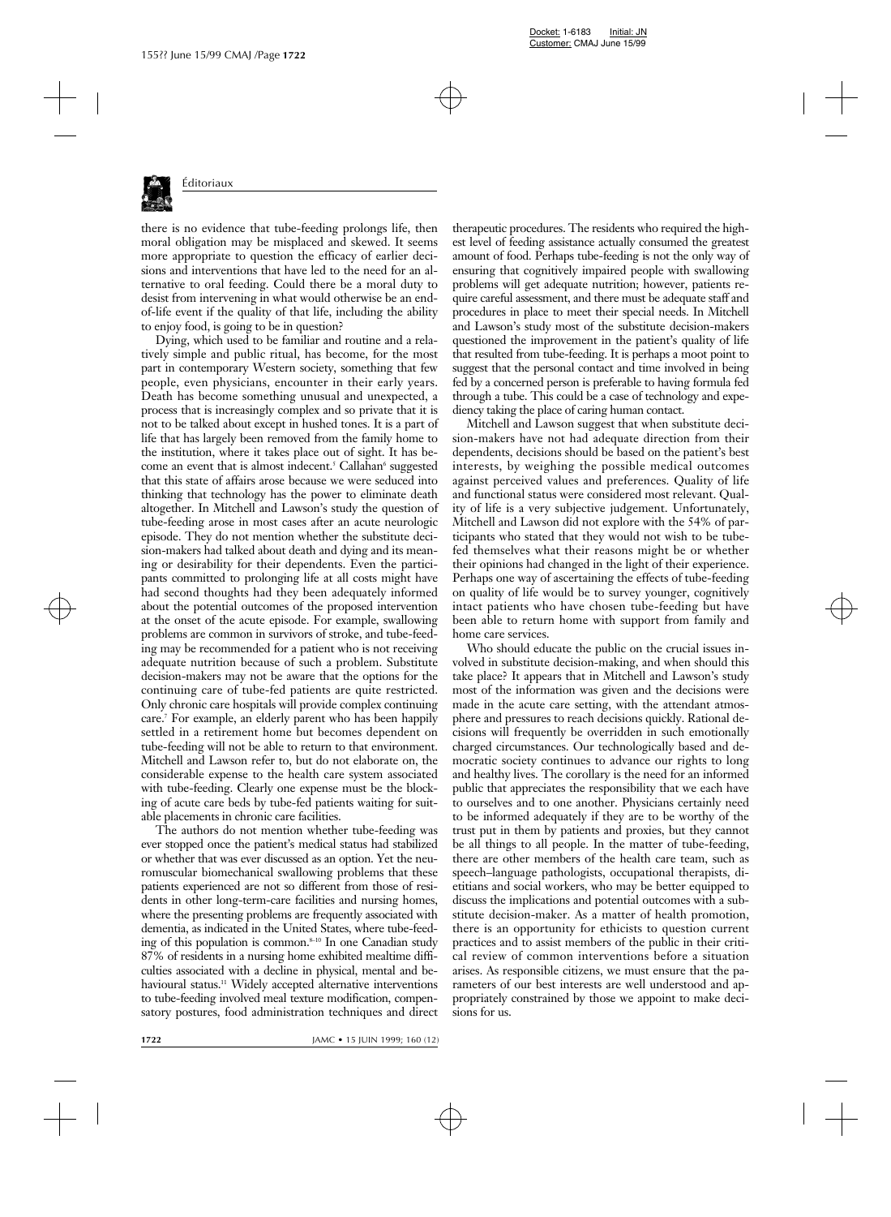there is no evidence that tube-feeding prolongs life, then moral obligation may be misplaced and skewed. It seems more appropriate to question the efficacy of earlier decisions and interventions that have led to the need for an alternative to oral feeding. Could there be a moral duty to desist from intervening in what would otherwise be an end-of-life event if the quality of that life, including the ability to enjoy food, is going to be in question?

Dying, which used to be familiar and routine and a relatively simple and public ritual, has become, for the most part in contemporary Western society, something that few people, even physicians, encounter in their early years. Death has become something unusual and unexpected, a process that is increasingly complex and so private that it is not to be talked about except in hushed tones. It is a part of life that has largely been removed from the family home to the institution, where it takes place out of sight. It has become an event that is almost indecent.[5] Callahan[6] suggested that this state of affairs arose because we were seduced into thinking that technology has the power to eliminate death altogether. In Mitchell and Lawson's study the question of tube-feeding arose in most cases after an acute neurologic episode. They do not mention whether the substitute decision-makers had talked about death and dying and its meaning or desirability for their dependents. Even the participants committed to prolonging life at all costs might have had second thoughts had they been adequately informed about the potential outcomes of the proposed intervention at the onset of the acute episode. For example, swallowing problems are common in survivors of stroke, and tube-feeding may be recommended for a patient who is not receiving adequate nutrition because of such a problem. Substitute decision-makers may not be aware that the options for the continuing care of tube-fed patients are quite restricted. Only chronic care hospitals will provide complex continuing care.[7] For example, an elderly parent who has been happily settled in a retirement home but becomes dependent on tube-feeding will not be able to return to that environment. Mitchell and Lawson refer to, but do not elaborate on, the considerable expense to the health care system associated with tube-feeding. Clearly one expense must be the blocking of acute care beds by tube-fed patients waiting for suitable placements in chronic care facilities.

The authors do not mention whether tube-feeding was ever stopped once the patient's medical status had stabilized or whether that was ever discussed as an option. Yet the neuromuscular biomechanical swallowing problems that these patients experienced are not so different from those of residents in other long-term-care facilities and nursing homes, where the presenting problems are frequently associated with dementia, as indicated in the United States, where tube-feeding of this population is common.[8–10] In one Canadian study 87% of residents in a nursing home exhibited mealtime difficulties associated with a decline in physical, mental and behavioural status.[11] Widely accepted alternative interventions to tube-feeding involved meal texture modification, compensatory postures, food administration techniques and direct therapeutic procedures. The residents who required the highest level of feeding assistance actually consumed the greatest amount of food. Perhaps tube-feeding is not the only way of ensuring that cognitively impaired people with swallowing problems will get adequate nutrition; however, patients require careful assessment, and there must be adequate staff and procedures in place to meet their special needs. In Mitchell and Lawson's study most of the substitute decision-makers questioned the improvement in the patient's quality of life that resulted from tube-feeding. It is perhaps a moot point to suggest that the personal contact and time involved in being fed by a concerned person is preferable to having formula fed through a tube. This could be a case of technology and expediency taking the place of caring human contact.

Mitchell and Lawson suggest that when substitute decision-makers have not had adequate direction from their dependents, decisions should be based on the patient's best interests, by weighing the possible medical outcomes against perceived values and preferences. Quality of life and functional status were considered most relevant. Quality of life is a very subjective judgement. Unfortunately, Mitchell and Lawson did not explore with the 54% of participants who stated that they would not wish to be tube-fed themselves what their reasons might be or whether their opinions had changed in the light of their experience. Perhaps one way of ascertaining the effects of tube-feeding on quality of life would be to survey younger, cognitively intact patients who have chosen tube-feeding but have been able to return home with support from family and home care services.

Who should educate the public on the crucial issues involved in substitute decision-making, and when should this take place? It appears that in Mitchell and Lawson's study most of the information was given and the decisions were made in the acute care setting, with the attendant atmosphere and pressures to reach decisions quickly. Rational decisions will frequently be overridden in such emotionally charged circumstances. Our technologically based and democratic society continues to advance our rights to long and healthy lives. The corollary is the need for an informed public that appreciates the responsibility that we each have to ourselves and to one another. Physicians certainly need to be informed adequately if they are to be worthy of the trust put in them by patients and proxies, but they cannot be all things to all people. In the matter of tube-feeding, there are other members of the health care team, such as speech–language pathologists, occupational therapists, dietitians and social workers, who may be better equipped to discuss the implications and potential outcomes with a substitute decision-maker. As a matter of health promotion, there is an opportunity for ethicists to question current practices and to assist members of the public in their critical review of common interventions before a situation arises. As responsible citizens, we must ensure that the parameters of our best interests are well understood and appropriately constrained by those we appoint to make decisions for us.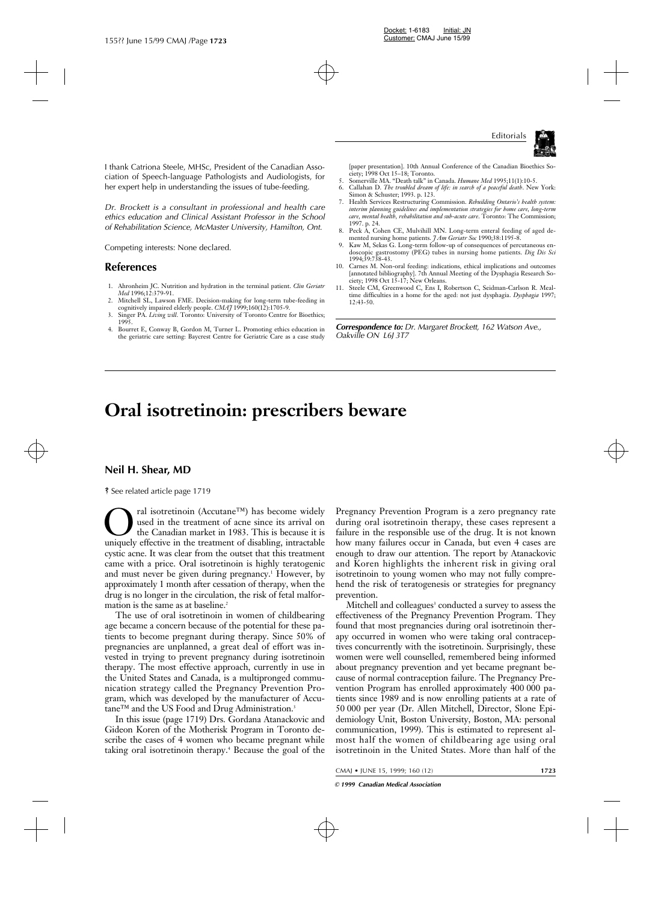I thank Catriona Steele, MHSc, President of the Canadian Association of Speech-language Pathologists and Audiologists, for her expert help in understanding the issues of tube-feeding.

*Dr. Brockett is a consultant in professional and health care ethics education and Clinical Assistant Professor in the School of Rehabilitation Science, McMaster University, Hamilton, Ont.*

Competing interests: None declared.

## References

1. Ahronheim JC. Nutrition and hydration in the terminal patient. *Clin Geriatr Med* 1996;12:379-91.
2. Mitchell SL, Lawson FME. Decision-making for long-term tube-feeding in cognitively impaired elderly people. *CMAJ* 1999;160(12):1705-9.
3. Singer PA. *Living will*. Toronto: University of Toronto Centre for Bioethics; 1995.
4. Bourret E, Conway B, Gordon M, Turner L. Promoting ethics education in the geriatric care setting: Baycrest Centre for Geriatric Care as a case study [paper presentation]. 10th Annual Conference of the Canadian Bioethics Society; 1998 Oct 15–18; Toronto.
5. Somerville MA. "Death talk" in Canada. *Humane Med* 1995;11(1):10-5.
6. Callahan D. *The troubled dream of life: in search of a peaceful death*. New York: Simon & Schuster; 1993. p. 123.
7. Health Services Restructuring Commission. *Rebuilding Ontario's health system: interim planning guidelines and implementation strategies for home care, long-term care, mental health, rehabilitation and sub-acute care*. Toronto: The Commission; 1997. p. 24.
8. Peck A, Cohen CE, Mulvihill MN. Long-term enteral feeding of aged demented nursing home patients. *J Am Geriatr Soc* 1990;38:1195-8.
9. Kaw M, Sekas G. Long-term follow-up of consequences of percutaneous endoscopic gastrostomy (PEG) tubes in nursing home patients. *Dig Dis Sci* 1994;39:738-43.
10. Carnes M. Non-oral feeding: indications, ethical implications and outcomes [annotated bibliography]. 7th Annual Meeting of the Dysphagia Research Society; 1998 Oct 15-17; New Orleans.
11. Steele CM, Greenwood C, Ens I, Robertson C, Seidman-Carlson R. Mealtime difficulties in a home for the aged: not just dysphagia. *Dysphagia* 1997; 12:43-50.

***Correspondence to:*** *Dr. Margaret Brockett, 162 Watson Ave., Oakville ON L6J 3T7*

# Oral isotretinoin: prescribers beware

## Neil H. Shear, MD

See related article page 1719

Oral isotretinoin (Accutane™) has become widely used in the treatment of acne since its arrival on the Canadian market in 1983. This is because it is uniquely effective in the treatment of disabling, intractable cystic acne. It was clear from the outset that this treatment came with a price. Oral isotretinoin is highly teratogenic and must never be given during pregnancy.[1] However, by approximately 1 month after cessation of therapy, when the drug is no longer in the circulation, the risk of fetal malformation is the same as at baseline.[2]

The use of oral isotretinoin in women of childbearing age became a concern because of the potential for these patients to become pregnant during therapy. Since 50% of pregnancies are unplanned, a great deal of effort was invested in trying to prevent pregnancy during isotretinoin therapy. The most effective approach, currently in use in the United States and Canada, is a multipronged communication strategy called the Pregnancy Prevention Program, which was developed by the manufacturer of Accutane™ and the US Food and Drug Administration.[3]

In this issue (page 1719) Drs. Gordana Atanackovic and Gideon Koren of the Motherisk Program in Toronto describe the cases of 4 women who became pregnant while taking oral isotretinoin therapy.[4] Because the goal of the Pregnancy Prevention Program is a zero pregnancy rate during oral isotretinoin therapy, these cases represent a failure in the responsible use of the drug. It is not known how many failures occur in Canada, but even 4 cases are enough to draw our attention. The report by Atanackovic and Koren highlights the inherent risk in giving oral isotretinoin to young women who may not fully comprehend the risk of teratogenesis or strategies for pregnancy prevention.

Mitchell and colleagues[3] conducted a survey to assess the effectiveness of the Pregnancy Prevention Program. They found that most pregnancies during oral isotretinoin therapy occurred in women who were taking oral contraceptives concurrently with the isotretinoin. Surprisingly, these women were well counselled, remembered being informed about pregnancy prevention and yet became pregnant because of normal contraception failure. The Pregnancy Prevention Program has enrolled approximately 400 000 patients since 1989 and is now enrolling patients at a rate of 50 000 per year (Dr. Allen Mitchell, Director, Slone Epidemiology Unit, Boston University, Boston, MA: personal communication, 1999). This is estimated to represent almost half the women of childbearing age using oral isotretinoin in the United States. More than half of the

*© 1999 Canadian Medical Association*